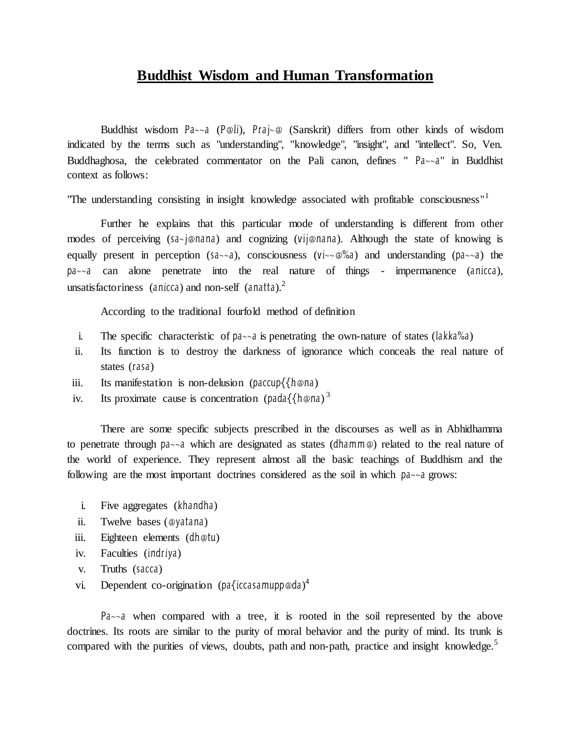# Buddhist Wisdom and Human Transformation

Buddhist wisdom *Pa~~a* (*P@li*), *Praj~@* (Sanskrit) differs from other kinds of wisdom indicated by the terms such as "understanding", "knowledge", "insight", and "intellect". So, Ven. Buddhaghosa, the celebrated commentator on the Pali canon, defines " *Pa~~a*" in Buddhist context as follows:

"The understanding consisting in insight knowledge associated with profitable consciousness"[1]

Further he explains that this particular mode of understanding is different from other modes of perceiving (*sa~j@nana*) and cognizing (*vij@nana*). Although the state of knowing is equally present in perception (*sa~~a*), consciousness (*vi~~@%a*) and understanding (*pa~~a*) the *pa~~a* can alone penetrate into the real nature of things - impermanence (*anicca*), unsatisfactoriness (*anicca*) and non-self (*anatta*).[2]

According to the traditional fourfold method of definition

i. The specific characteristic of *pa~~a* is penetrating the own-nature of states (*lakka%a*)
ii. Its function is to destroy the darkness of ignorance which conceals the real nature of states (*rasa*)
iii. Its manifestation is non-delusion (*paccup{{h@na*)
iv. Its proximate cause is concentration (*pada{{h@na*)[3]

There are some specific subjects prescribed in the discourses as well as in Abhidhamma to penetrate through *pa~~a* which are designated as states (*dhamm@*) related to the real nature of the world of experience. They represent almost all the basic teachings of Buddhism and the following are the most important doctrines considered as the soil in which *pa~~a* grows:

i. Five aggregates (*khandha*)
ii. Twelve bases (*@yatana*)
iii. Eighteen elements (*dh@tu*)
iv. Faculties (*indriya*)
v. Truths (*sacca*)
vi. Dependent co-origination (*pa{iccasamupp@da*)[4]

*Pa~~a* when compared with a tree, it is rooted in the soil represented by the above doctrines. Its roots are similar to the purity of moral behavior and the purity of mind. Its trunk is compared with the purities of views, doubts, path and non-path, practice and insight knowledge.[5]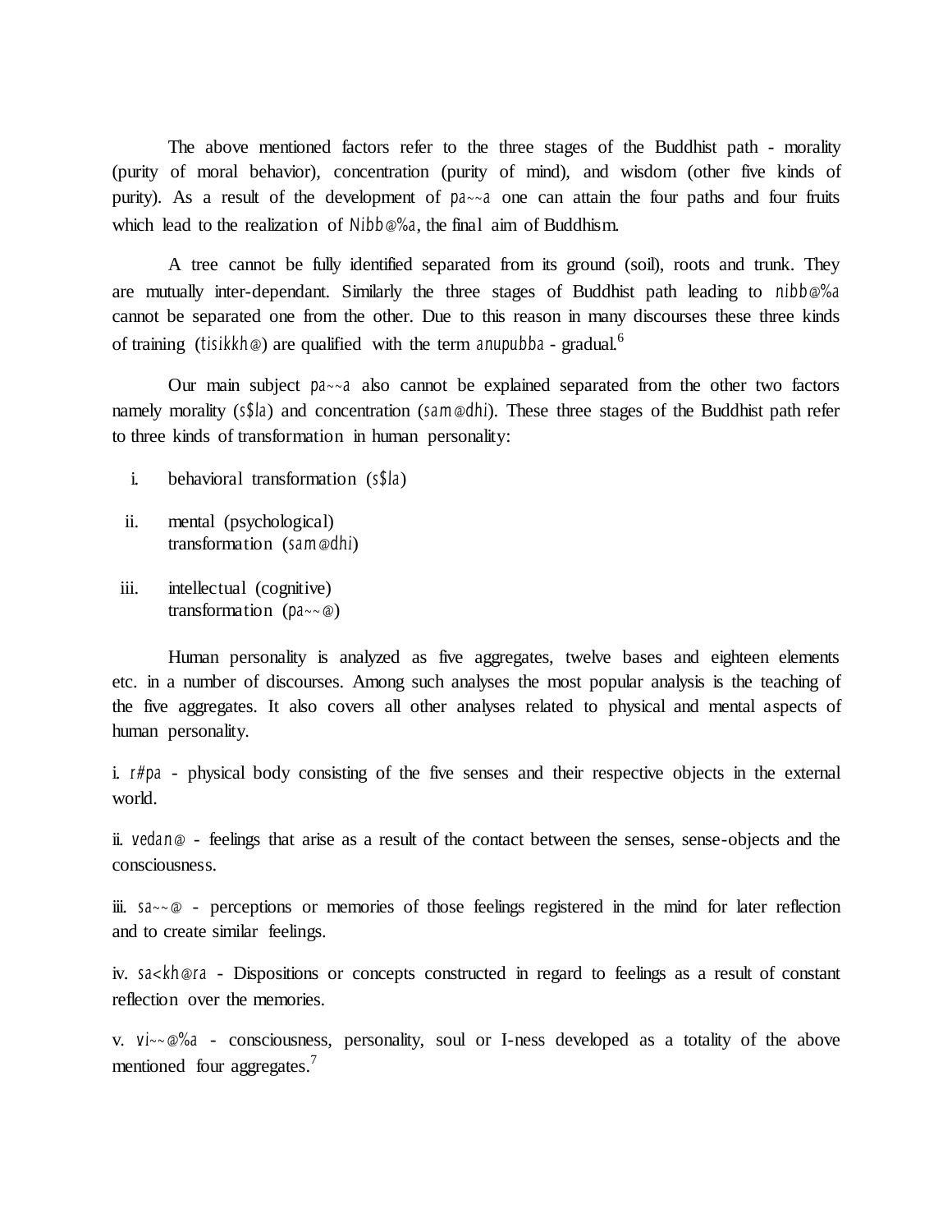The above mentioned factors refer to the three stages of the Buddhist path - morality (purity of moral behavior), concentration (purity of mind), and wisdom (other five kinds of purity). As a result of the development of *pa~~a* one can attain the four paths and four fruits which lead to the realization of *Nibb@%a*, the final aim of Buddhism.

A tree cannot be fully identified separated from its ground (soil), roots and trunk. They are mutually inter-dependant. Similarly the three stages of Buddhist path leading to *nibb@%a* cannot be separated one from the other. Due to this reason in many discourses these three kinds of training (*tisikkh@*) are qualified with the term *anupubba* - gradual.[6]

Our main subject *pa~~a* also cannot be explained separated from the other two factors namely morality (*s$la*) and concentration (*sam@dhi*). These three stages of the Buddhist path refer to three kinds of transformation in human personality:

i. behavioral transformation (*s$la*)

ii. mental (psychological) transformation (*sam@dhi*)

iii. intellectual (cognitive) transformation (*pa~~@*)

Human personality is analyzed as five aggregates, twelve bases and eighteen elements etc. in a number of discourses. Among such analyses the most popular analysis is the teaching of the five aggregates. It also covers all other analyses related to physical and mental aspects of human personality.

i. *r#pa* - physical body consisting of the five senses and their respective objects in the external world.

ii. *vedan@* - feelings that arise as a result of the contact between the senses, sense-objects and the consciousness.

iii. *sa~~@* - perceptions or memories of those feelings registered in the mind for later reflection and to create similar feelings.

iv. *sa<kh@ra* - Dispositions or concepts constructed in regard to feelings as a result of constant reflection over the memories.

v. *vi~~@%a* - consciousness, personality, soul or I-ness developed as a totality of the above mentioned four aggregates.[7]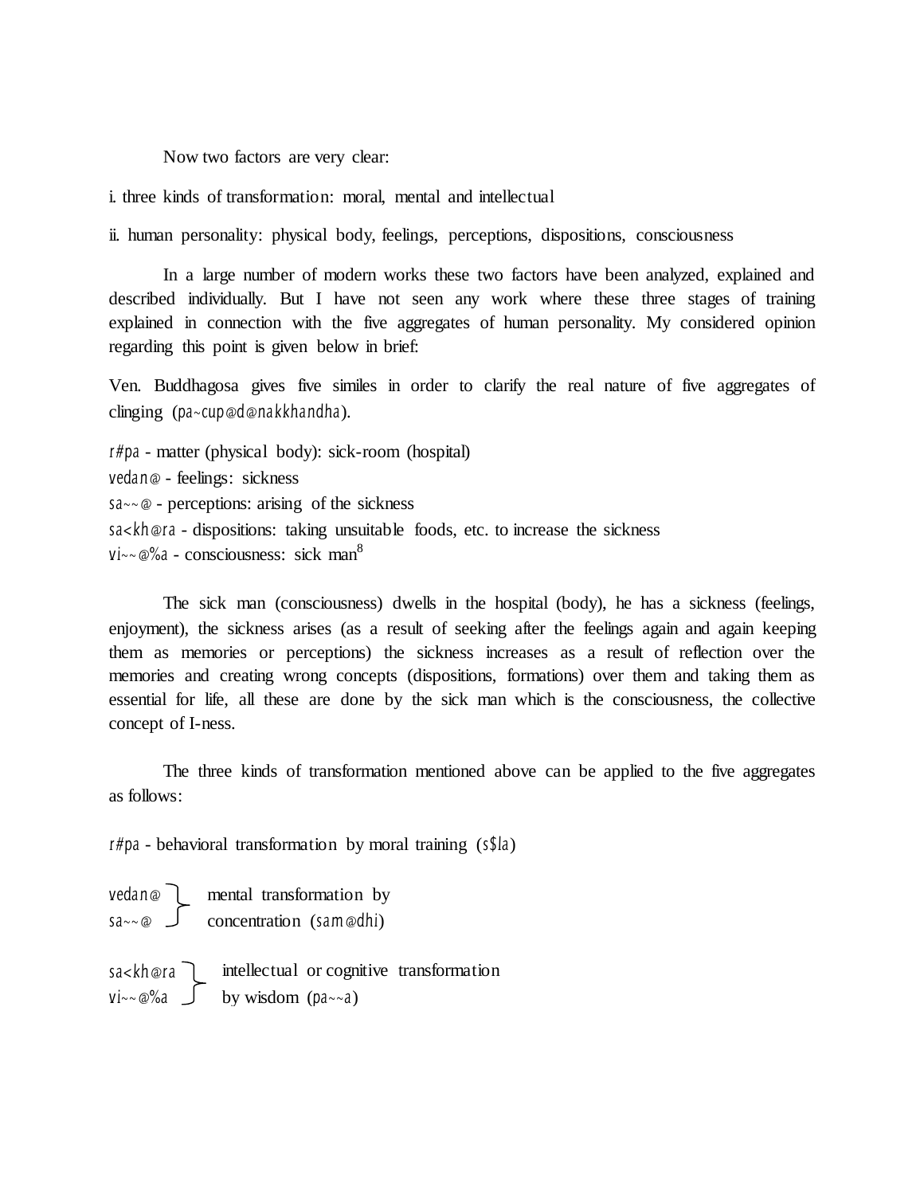Now two factors are very clear:

i. three kinds of transformation: moral, mental and intellectual

ii. human personality: physical body, feelings, perceptions, dispositions, consciousness

In a large number of modern works these two factors have been analyzed, explained and described individually. But I have not seen any work where these three stages of training explained in connection with the five aggregates of human personality. My considered opinion regarding this point is given below in brief:

Ven. Buddhagosa gives five similes in order to clarify the real nature of five aggregates of clinging (*pa~cup@d@nakkhandha*).

*r#pa* - matter (physical body): sick-room (hospital)
*vedan@* - feelings: sickness
*sa~~@* - perceptions: arising of the sickness
*sa<kh@ra* - dispositions: taking unsuitable foods, etc. to increase the sickness
*vi~~@%a* - consciousness: sick man[8]

The sick man (consciousness) dwells in the hospital (body), he has a sickness (feelings, enjoyment), the sickness arises (as a result of seeking after the feelings again and again keeping them as memories or perceptions) the sickness increases as a result of reflection over the memories and creating wrong concepts (dispositions, formations) over them and taking them as essential for life, all these are done by the sick man which is the consciousness, the collective concept of I-ness.

The three kinds of transformation mentioned above can be applied to the five aggregates as follows:

*r#pa* - behavioral transformation by moral training (*s$la*)

*vedan@*, *sa~~@* } mental transformation by concentration (*sam@dhi*)

*sa<kh@ra*, *vi~~@%a* } intellectual or cognitive transformation by wisdom (*pa~~a*)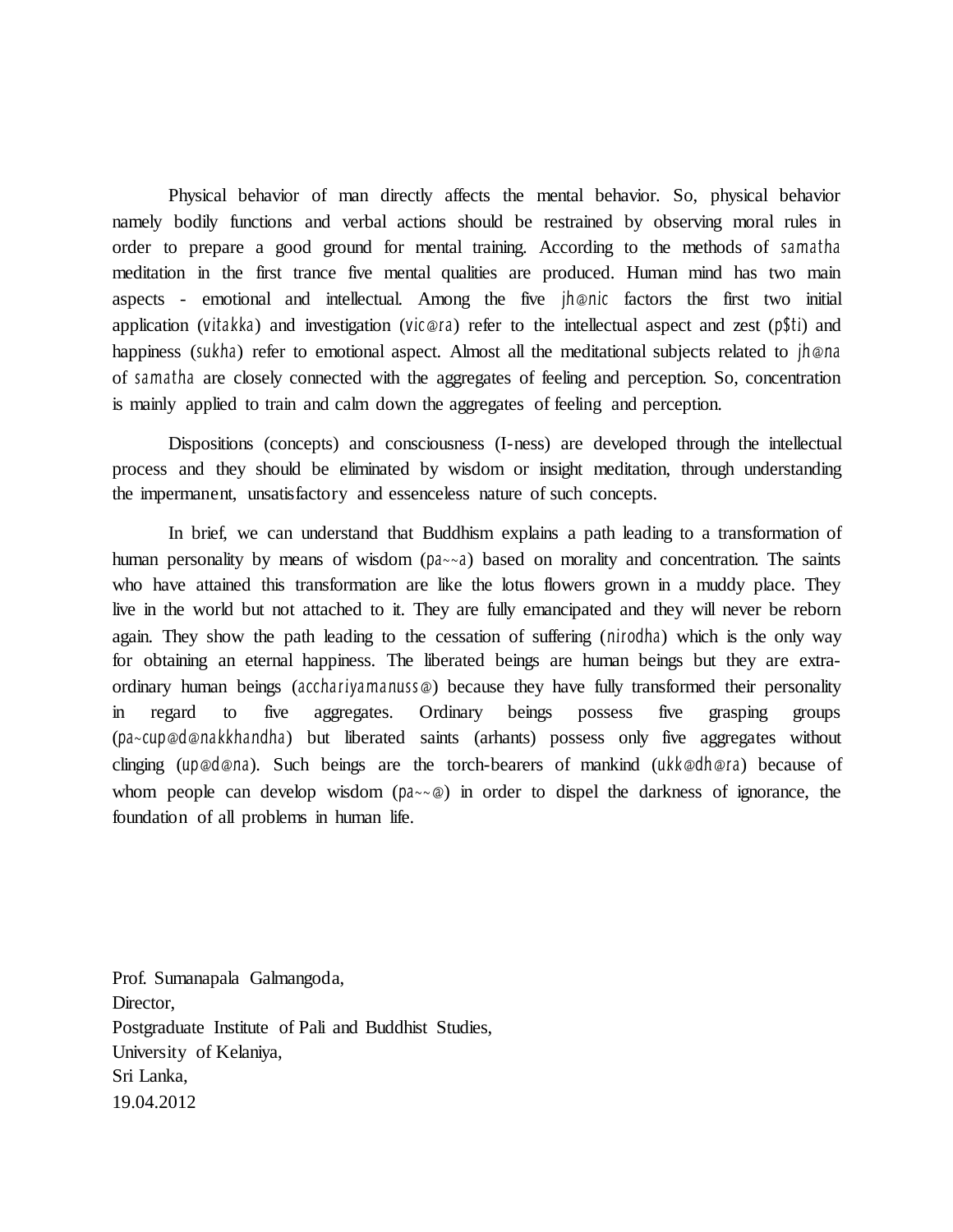Physical behavior of man directly affects the mental behavior. So, physical behavior namely bodily functions and verbal actions should be restrained by observing moral rules in order to prepare a good ground for mental training. According to the methods of *samatha* meditation in the first trance five mental qualities are produced. Human mind has two main aspects - emotional and intellectual. Among the five *jh@nic* factors the first two initial application (*vitakka*) and investigation (*vic@ra*) refer to the intellectual aspect and zest (*p$ti*) and happiness (*sukha*) refer to emotional aspect. Almost all the meditational subjects related to *jh@na* of *samatha* are closely connected with the aggregates of feeling and perception. So, concentration is mainly applied to train and calm down the aggregates of feeling and perception.

Dispositions (concepts) and consciousness (I-ness) are developed through the intellectual process and they should be eliminated by wisdom or insight meditation, through understanding the impermanent, unsatisfactory and essenceless nature of such concepts.

In brief, we can understand that Buddhism explains a path leading to a transformation of human personality by means of wisdom (*pa~~a*) based on morality and concentration. The saints who have attained this transformation are like the lotus flowers grown in a muddy place. They live in the world but not attached to it. They are fully emancipated and they will never be reborn again. They show the path leading to the cessation of suffering (*nirodha*) which is the only way for obtaining an eternal happiness. The liberated beings are human beings but they are extra-ordinary human beings (*acchariyamanuss@*) because they have fully transformed their personality in regard to five aggregates. Ordinary beings possess five grasping groups (*pa~cup@d@nakkhandha*) but liberated saints (arhants) possess only five aggregates without clinging (*up@d@na*). Such beings are the torch-bearers of mankind (*ukk@dh@ra*) because of whom people can develop wisdom (*pa~~@*) in order to dispel the darkness of ignorance, the foundation of all problems in human life.

Prof. Sumanapala Galmangoda,
Director,
Postgraduate Institute of Pali and Buddhist Studies,
University of Kelaniya,
Sri Lanka,
19.04.2012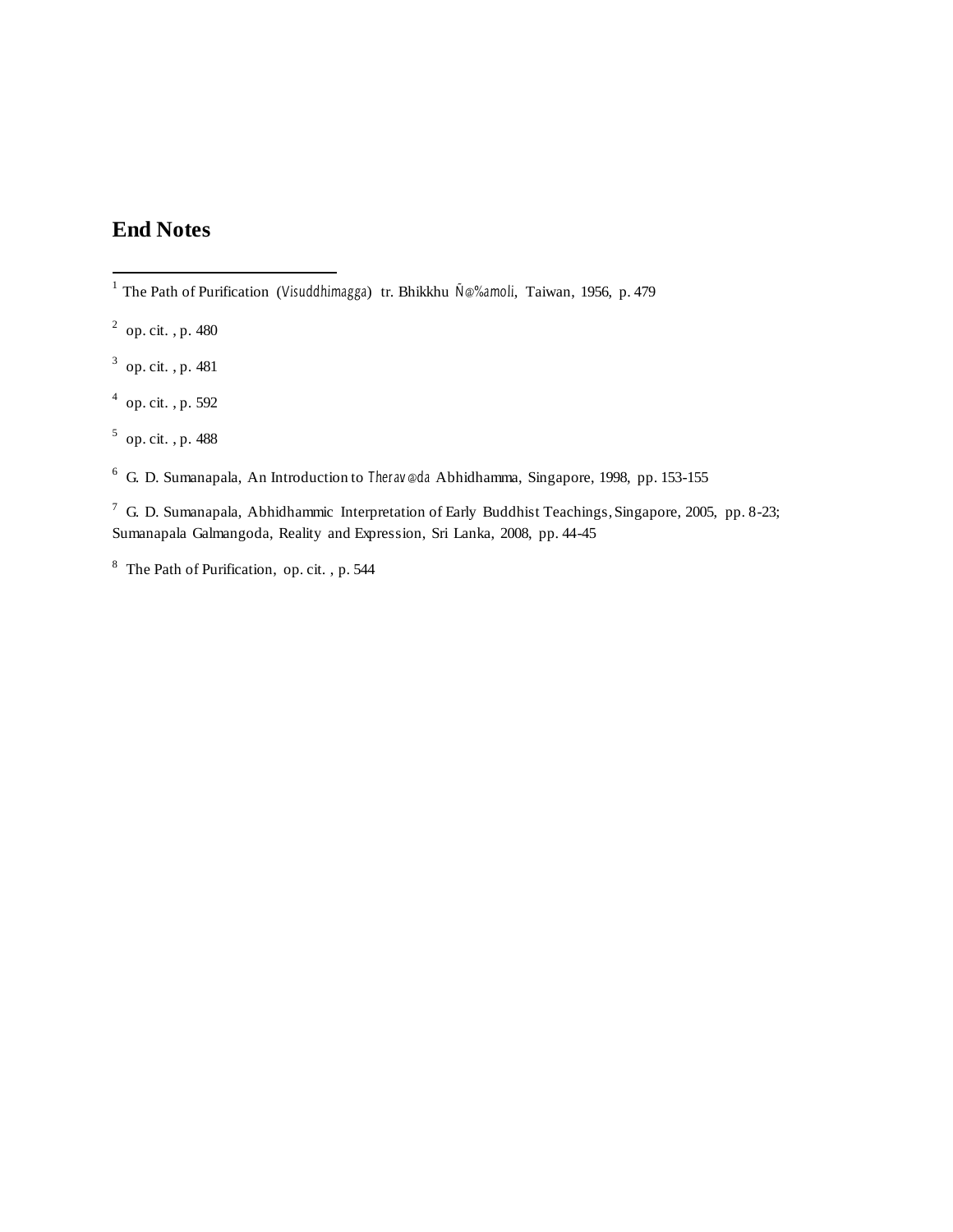## End Notes

[1] The Path of Purification (*Visuddhimagga*) tr. Bhikkhu *Ñ@%amoli*, Taiwan, 1956, p. 479

[2] op. cit. , p. 480

[3] op. cit. , p. 481

[4] op. cit. , p. 592

[5] op. cit. , p. 488

[6] G. D. Sumanapala, An Introduction to *Therav@da* Abhidhamma, Singapore, 1998, pp. 153-155

[7] G. D. Sumanapala, Abhidhammic Interpretation of Early Buddhist Teachings, Singapore, 2005, pp. 8-23; Sumanapala Galmangoda, Reality and Expression, Sri Lanka, 2008, pp. 44-45

[8] The Path of Purification, op. cit. , p. 544